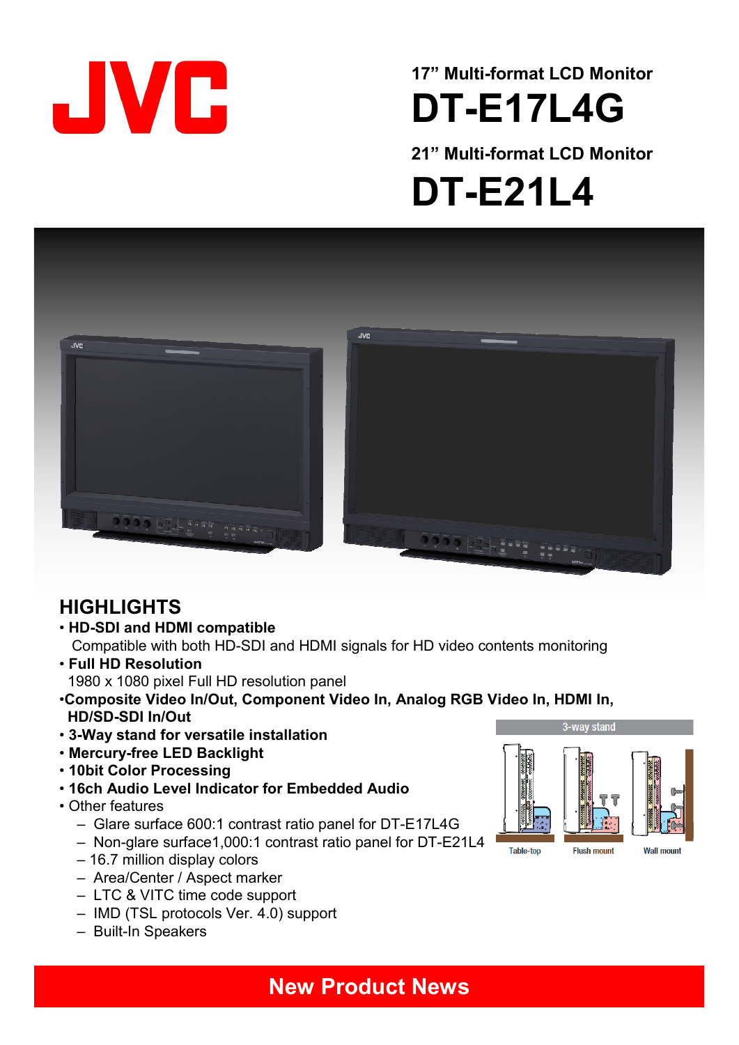JVC

17” Multi-format LCD Monitor

# DT-E17L4G

21” Multi-format LCD Monitor

# DT-E21L4

## HIGHLIGHTS

- **HD-SDI and HDMI compatible**
  Compatible with both HD-SDI and HDMI signals for HD video contents monitoring
- **Full HD Resolution**
  1980 x 1080 pixel Full HD resolution panel
- **Composite Video In/Out, Component Video In, Analog RGB Video In, HDMI In, HD/SD-SDI In/Out**
- **3-Way stand for versatile installation**
- **Mercury-free LED Backlight**
- **10bit Color Processing**
- **16ch Audio Level Indicator for Embedded Audio**
- Other features
  - Glare surface 600:1 contrast ratio panel for DT-E17L4G
  - Non-glare surface1,000:1 contrast ratio panel for DT-E21L4
  - 16.7 million display colors
  - Area/Center / Aspect marker
  - LTC & VITC time code support
  - IMD (TSL protocols Ver. 4.0) support
  - Built-In Speakers

3-way stand

Table-top | Flush mount | Wall mount

**New Product News**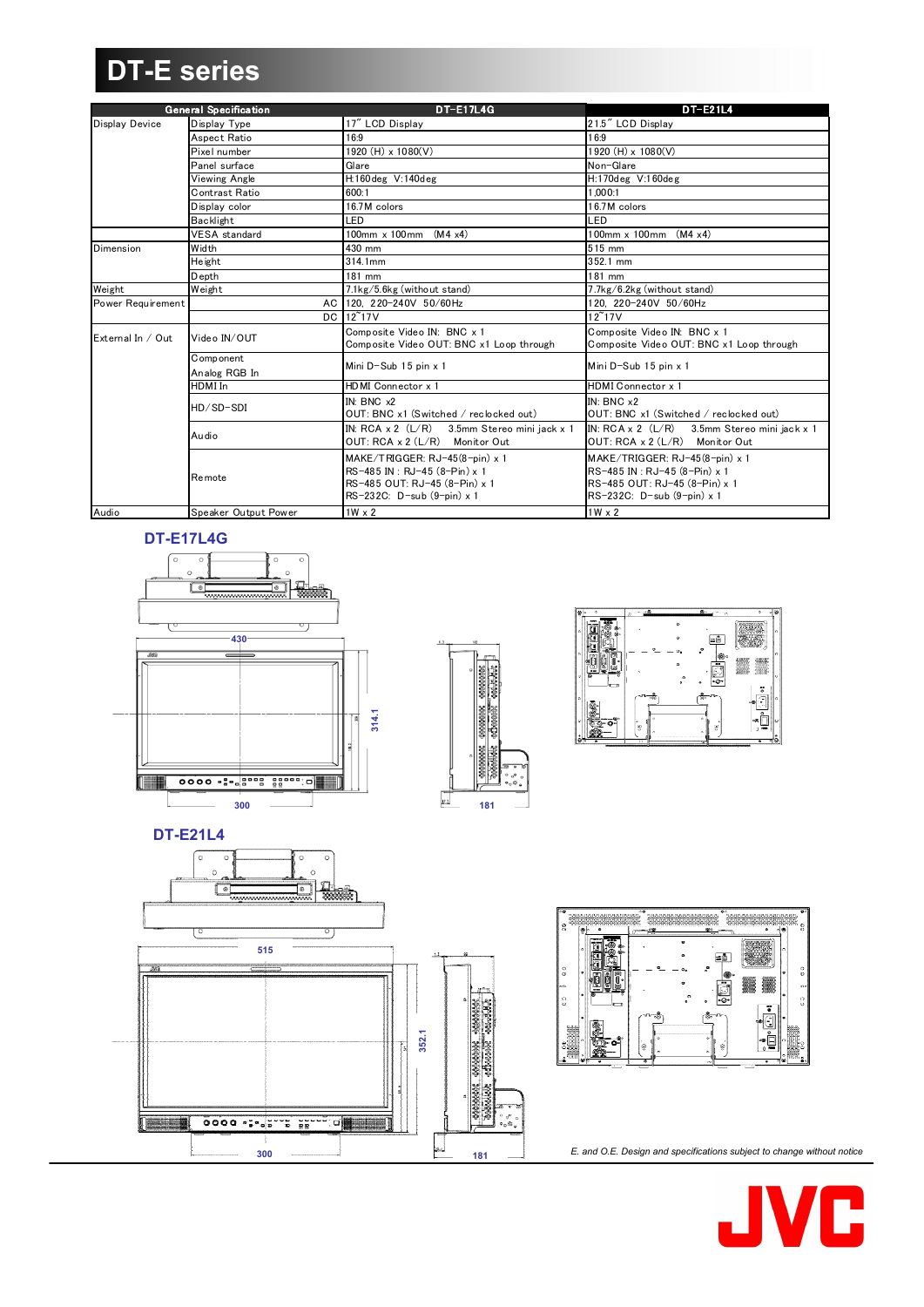# DT-E series

| General Specification | | DT-E17L4G | DT-E21L4 |
|---|---|---|---|
| Display Device | Display Type | 17" LCD Display | 21.5" LCD Display |
| | Aspect Ratio | 16:9 | 16:9 |
| | Pixel number | 1920 (H) x 1080(V) | 1920 (H) x 1080(V) |
| | Panel surface | Glare | Non-Glare |
| | Viewing Angle | H:160deg V:140deg | H:170deg V:160deg |
| | Contrast Ratio | 600:1 | 1,000:1 |
| | Display color | 16.7M colors | 16.7M colors |
| | Backlight | LED | LED |
| | VESA standard | 100mm x 100mm (M4 x4) | 100mm x 100mm (M4 x4) |
| Dimension | Width | 430 mm | 515 mm |
| | Height | 314.1mm | 352.1 mm |
| | Depth | 181 mm | 181 mm |
| Weight | Weight | 7.1kg/5.6kg (without stand) | 7.7kg/6.2kg (without stand) |
| Power Requirement | AC | 120, 220-240V 50/60Hz | 120, 220-240V 50/60Hz |
| | DC | 12~17V | 12~17V |
| External In / Out | Video IN/OUT | Composite Video IN: BNC x 1<br>Composite Video OUT: BNC x1 Loop through | Composite Video IN: BNC x 1<br>Composite Video OUT: BNC x1 Loop through |
| | Component<br>Analog RGB In | Mini D-Sub 15 pin x 1 | Mini D-Sub 15 pin x 1 |
| | HDMI In | HDMI Connector x 1 | HDMI Connector x 1 |
| | HD/SD-SDI | IN: BNC x2<br>OUT: BNC x1 (Switched / reclocked out) | IN: BNC x2<br>OUT: BNC x1 (Switched / reclocked out) |
| | Audio | IN: RCA x 2 (L/R) 3.5mm Stereo mini jack x 1<br>OUT: RCA x 2 (L/R) Monitor Out | IN: RCA x 2 (L/R) 3.5mm Stereo mini jack x 1<br>OUT: RCA x 2 (L/R) Monitor Out |
| | Remote | MAKE/TRIGGER: RJ-45(8-pin) x 1<br>RS-485 IN : RJ-45 (8-Pin) x 1<br>RS-485 OUT: RJ-45 (8-Pin) x 1<br>RS-232C: D-sub (9-pin) x 1 | MAKE/TRIGGER: RJ-45(8-pin) x 1<br>RS-485 IN : RJ-45 (8-Pin) x 1<br>RS-485 OUT: RJ-45 (8-Pin) x 1<br>RS-232C: D-sub (9-pin) x 1 |
| Audio | Speaker Output Power | 1W x 2 | 1W x 2 |

## DT-E17L4G

430

314.1

300

181

## DT-E21L4

515

352.1

300

181

*E. and O.E. Design and specifications subject to change without notice*

JVC